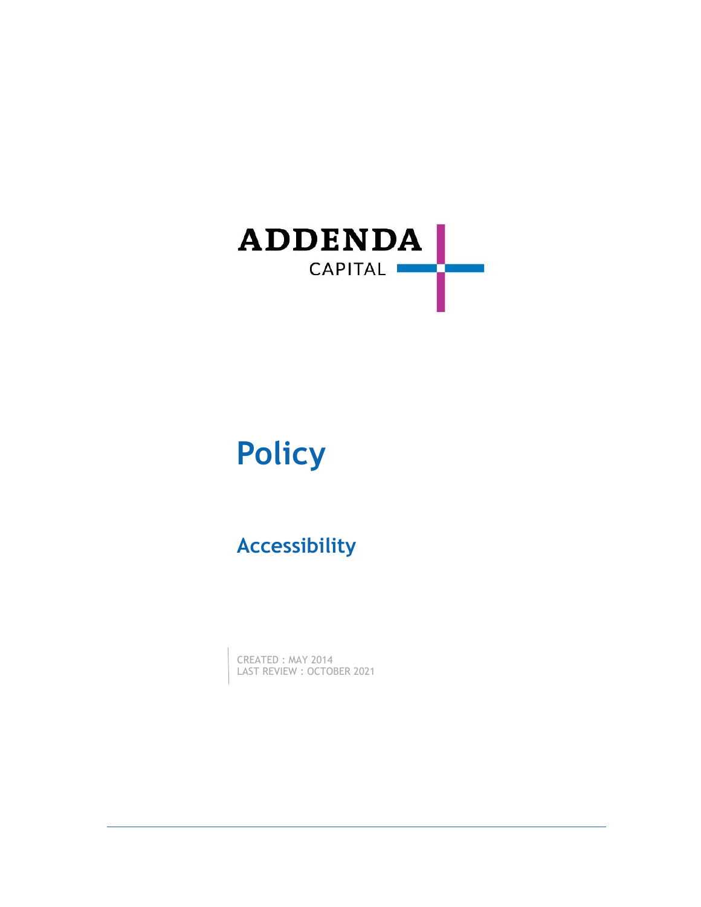ADDENDA

CAPITAL

# Policy

## Accessibility

CREATED : MAY 2014
LAST REVIEW : OCTOBER 2021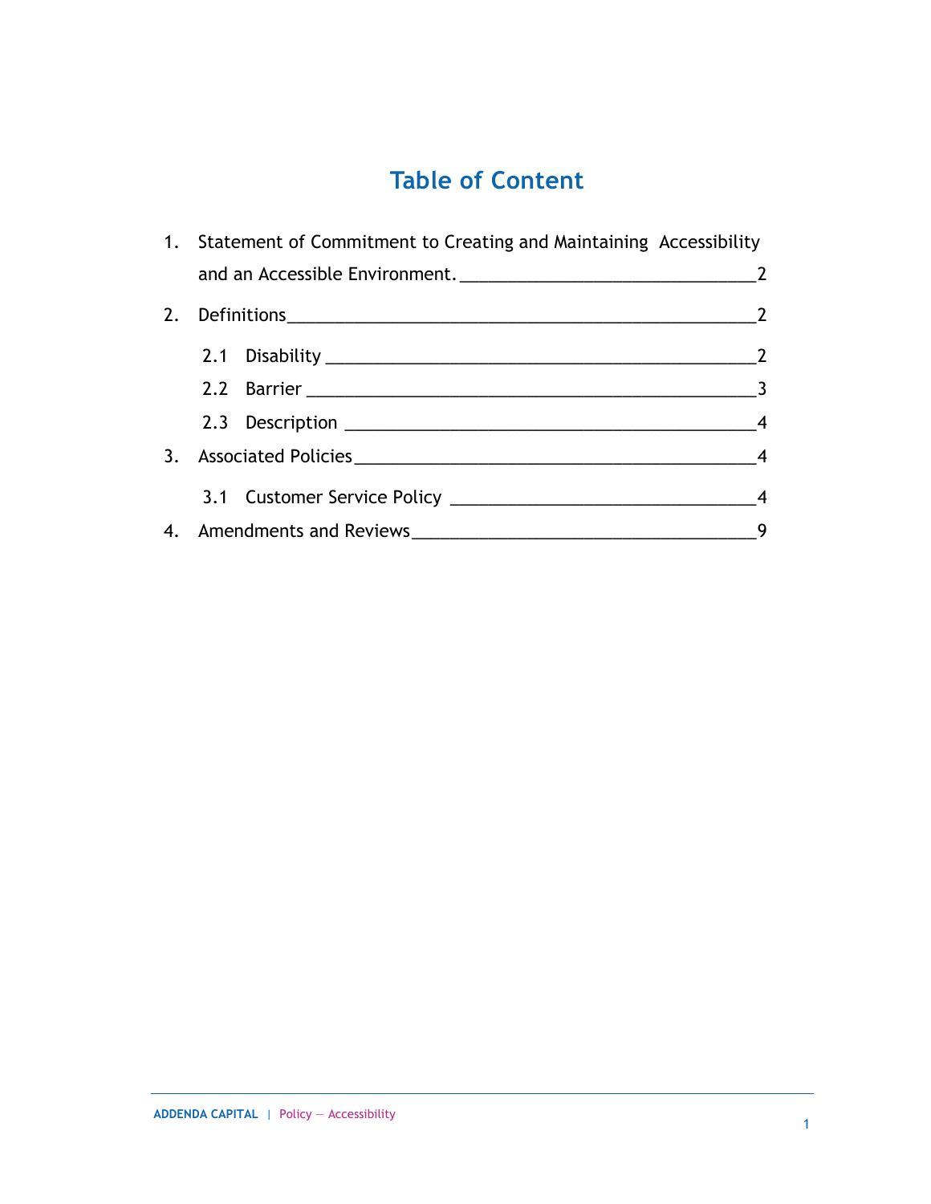# Table of Content

1. Statement of Commitment to Creating and Maintaining Accessibility and an Accessible Environment. ____ 2
2. Definitions ____ 2
   - 2.1 Disability ____ 2
   - 2.2 Barrier ____ 3
   - 2.3 Description ____ 4
3. Associated Policies ____ 4
   - 3.1 Customer Service Policy ____ 4
4. Amendments and Reviews ____ 9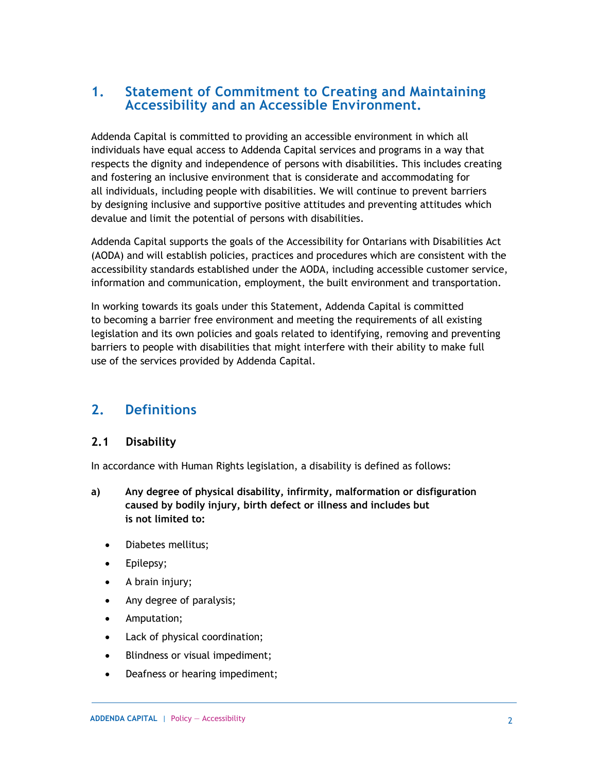## 1. Statement of Commitment to Creating and Maintaining Accessibility and an Accessible Environment.

Addenda Capital is committed to providing an accessible environment in which all individuals have equal access to Addenda Capital services and programs in a way that respects the dignity and independence of persons with disabilities. This includes creating and fostering an inclusive environment that is considerate and accommodating for all individuals, including people with disabilities. We will continue to prevent barriers by designing inclusive and supportive positive attitudes and preventing attitudes which devalue and limit the potential of persons with disabilities.

Addenda Capital supports the goals of the Accessibility for Ontarians with Disabilities Act (AODA) and will establish policies, practices and procedures which are consistent with the accessibility standards established under the AODA, including accessible customer service, information and communication, employment, the built environment and transportation.

In working towards its goals under this Statement, Addenda Capital is committed to becoming a barrier free environment and meeting the requirements of all existing legislation and its own policies and goals related to identifying, removing and preventing barriers to people with disabilities that might interfere with their ability to make full use of the services provided by Addenda Capital.

## 2. Definitions

### 2.1 Disability

In accordance with Human Rights legislation, a disability is defined as follows:

**a) Any degree of physical disability, infirmity, malformation or disfiguration caused by bodily injury, birth defect or illness and includes but is not limited to:**

- Diabetes mellitus;
- Epilepsy;
- A brain injury;
- Any degree of paralysis;
- Amputation;
- Lack of physical coordination;
- Blindness or visual impediment;
- Deafness or hearing impediment;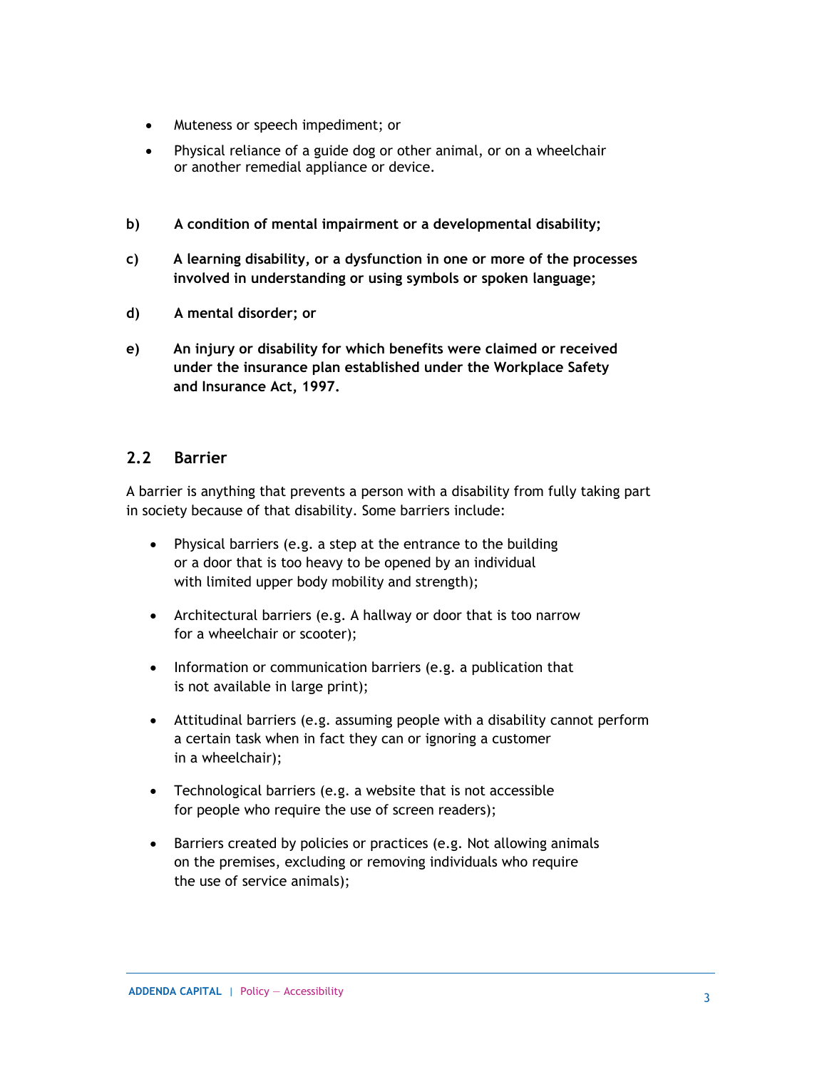- Muteness or speech impediment; or
- Physical reliance of a guide dog or other animal, or on a wheelchair or another remedial appliance or device.

**b) A condition of mental impairment or a developmental disability;**

**c) A learning disability, or a dysfunction in one or more of the processes involved in understanding or using symbols or spoken language;**

**d) A mental disorder; or**

**e) An injury or disability for which benefits were claimed or received under the insurance plan established under the Workplace Safety and Insurance Act, 1997.**

## 2.2 Barrier

A barrier is anything that prevents a person with a disability from fully taking part in society because of that disability. Some barriers include:

- Physical barriers (e.g. a step at the entrance to the building or a door that is too heavy to be opened by an individual with limited upper body mobility and strength);
- Architectural barriers (e.g. A hallway or door that is too narrow for a wheelchair or scooter);
- Information or communication barriers (e.g. a publication that is not available in large print);
- Attitudinal barriers (e.g. assuming people with a disability cannot perform a certain task when in fact they can or ignoring a customer in a wheelchair);
- Technological barriers (e.g. a website that is not accessible for people who require the use of screen readers);
- Barriers created by policies or practices (e.g. Not allowing animals on the premises, excluding or removing individuals who require the use of service animals);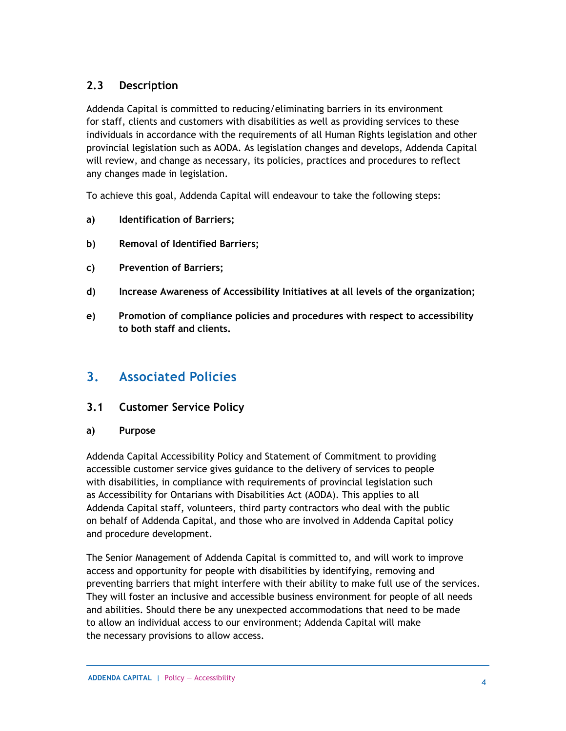### 2.3 Description

Addenda Capital is committed to reducing/eliminating barriers in its environment for staff, clients and customers with disabilities as well as providing services to these individuals in accordance with the requirements of all Human Rights legislation and other provincial legislation such as AODA. As legislation changes and develops, Addenda Capital will review, and change as necessary, its policies, practices and procedures to reflect any changes made in legislation.

To achieve this goal, Addenda Capital will endeavour to take the following steps:

a) **Identification of Barriers;**

b) **Removal of Identified Barriers;**

c) **Prevention of Barriers;**

d) **Increase Awareness of Accessibility Initiatives at all levels of the organization;**

e) **Promotion of compliance policies and procedures with respect to accessibility to both staff and clients.**

## 3. Associated Policies

### 3.1 Customer Service Policy

**a) Purpose**

Addenda Capital Accessibility Policy and Statement of Commitment to providing accessible customer service gives guidance to the delivery of services to people with disabilities, in compliance with requirements of provincial legislation such as Accessibility for Ontarians with Disabilities Act (AODA). This applies to all Addenda Capital staff, volunteers, third party contractors who deal with the public on behalf of Addenda Capital, and those who are involved in Addenda Capital policy and procedure development.

The Senior Management of Addenda Capital is committed to, and will work to improve access and opportunity for people with disabilities by identifying, removing and preventing barriers that might interfere with their ability to make full use of the services. They will foster an inclusive and accessible business environment for people of all needs and abilities. Should there be any unexpected accommodations that need to be made to allow an individual access to our environment; Addenda Capital will make the necessary provisions to allow access.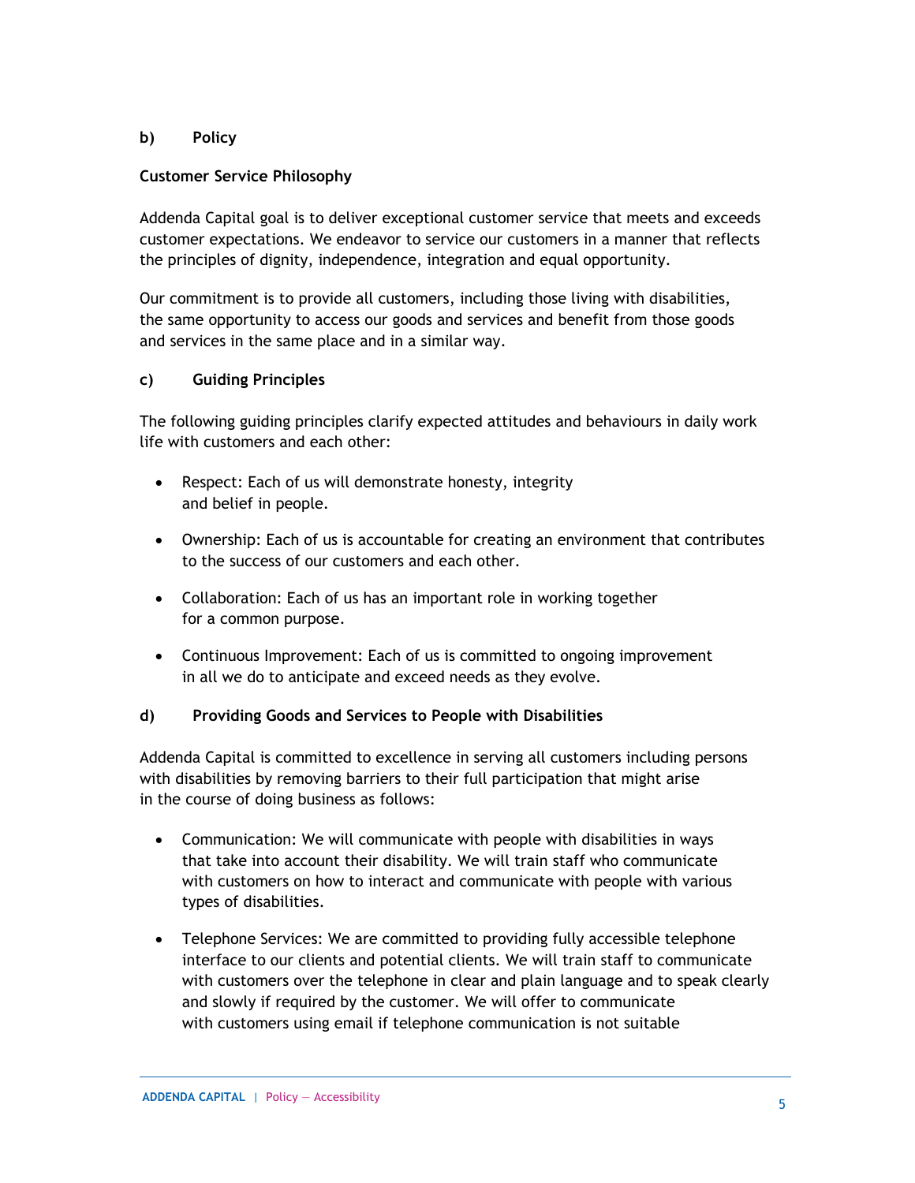## b) Policy

**Customer Service Philosophy**

Addenda Capital goal is to deliver exceptional customer service that meets and exceeds customer expectations. We endeavor to service our customers in a manner that reflects the principles of dignity, independence, integration and equal opportunity.

Our commitment is to provide all customers, including those living with disabilities, the same opportunity to access our goods and services and benefit from those goods and services in the same place and in a similar way.

## c) Guiding Principles

The following guiding principles clarify expected attitudes and behaviours in daily work life with customers and each other:

- Respect: Each of us will demonstrate honesty, integrity and belief in people.
- Ownership: Each of us is accountable for creating an environment that contributes to the success of our customers and each other.
- Collaboration: Each of us has an important role in working together for a common purpose.
- Continuous Improvement: Each of us is committed to ongoing improvement in all we do to anticipate and exceed needs as they evolve.

## d) Providing Goods and Services to People with Disabilities

Addenda Capital is committed to excellence in serving all customers including persons with disabilities by removing barriers to their full participation that might arise in the course of doing business as follows:

- Communication: We will communicate with people with disabilities in ways that take into account their disability. We will train staff who communicate with customers on how to interact and communicate with people with various types of disabilities.
- Telephone Services: We are committed to providing fully accessible telephone interface to our clients and potential clients. We will train staff to communicate with customers over the telephone in clear and plain language and to speak clearly and slowly if required by the customer. We will offer to communicate with customers using email if telephone communication is not suitable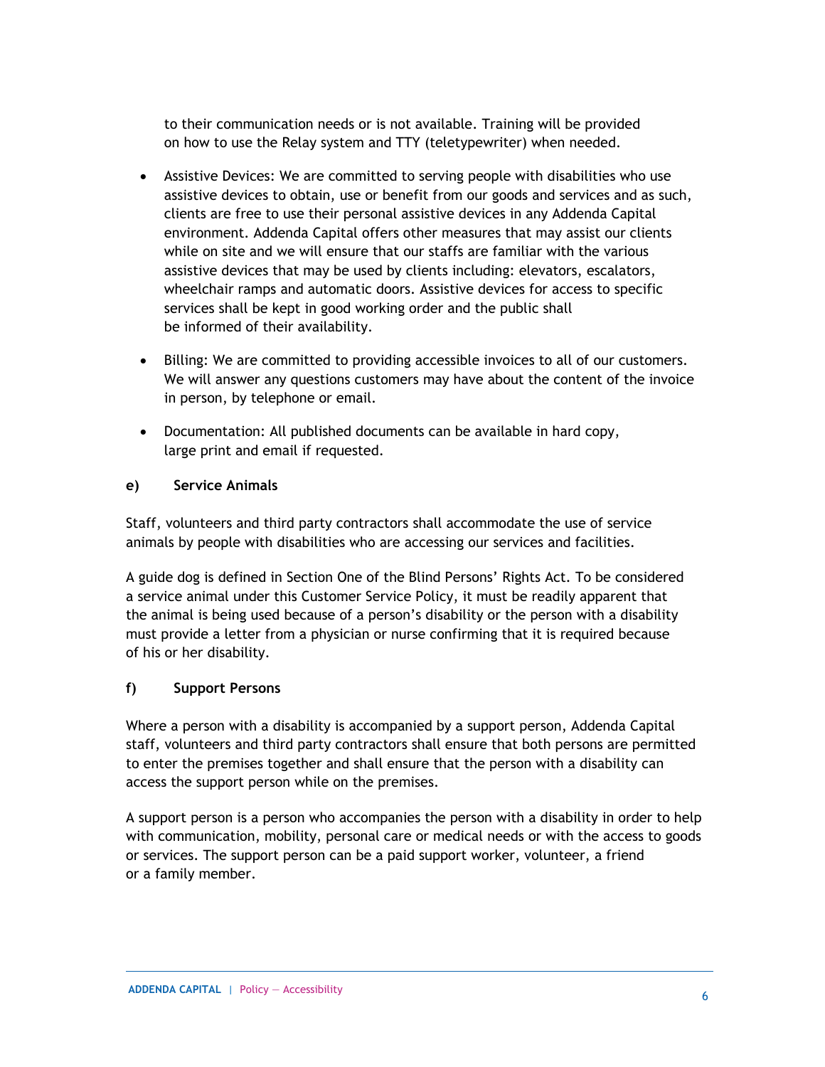to their communication needs or is not available. Training will be provided on how to use the Relay system and TTY (teletypewriter) when needed.

- Assistive Devices: We are committed to serving people with disabilities who use assistive devices to obtain, use or benefit from our goods and services and as such, clients are free to use their personal assistive devices in any Addenda Capital environment. Addenda Capital offers other measures that may assist our clients while on site and we will ensure that our staffs are familiar with the various assistive devices that may be used by clients including: elevators, escalators, wheelchair ramps and automatic doors. Assistive devices for access to specific services shall be kept in good working order and the public shall be informed of their availability.

- Billing: We are committed to providing accessible invoices to all of our customers. We will answer any questions customers may have about the content of the invoice in person, by telephone or email.

- Documentation: All published documents can be available in hard copy, large print and email if requested.

#### e) Service Animals

Staff, volunteers and third party contractors shall accommodate the use of service animals by people with disabilities who are accessing our services and facilities.

A guide dog is defined in Section One of the Blind Persons' Rights Act. To be considered a service animal under this Customer Service Policy, it must be readily apparent that the animal is being used because of a person's disability or the person with a disability must provide a letter from a physician or nurse confirming that it is required because of his or her disability.

#### f) Support Persons

Where a person with a disability is accompanied by a support person, Addenda Capital staff, volunteers and third party contractors shall ensure that both persons are permitted to enter the premises together and shall ensure that the person with a disability can access the support person while on the premises.

A support person is a person who accompanies the person with a disability in order to help with communication, mobility, personal care or medical needs or with the access to goods or services. The support person can be a paid support worker, volunteer, a friend or a family member.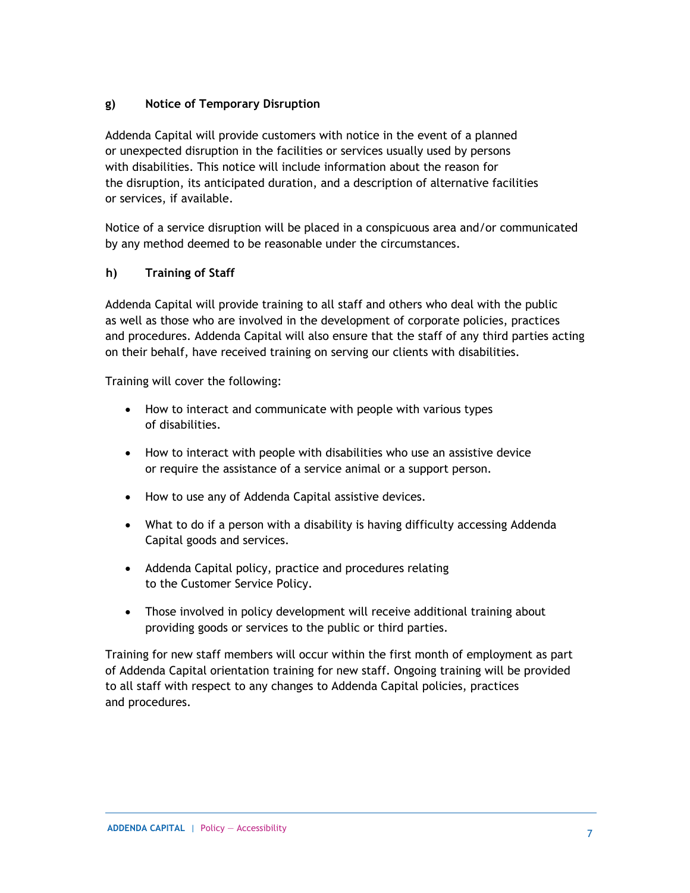**g) Notice of Temporary Disruption**

Addenda Capital will provide customers with notice in the event of a planned or unexpected disruption in the facilities or services usually used by persons with disabilities. This notice will include information about the reason for the disruption, its anticipated duration, and a description of alternative facilities or services, if available.

Notice of a service disruption will be placed in a conspicuous area and/or communicated by any method deemed to be reasonable under the circumstances.

**h) Training of Staff**

Addenda Capital will provide training to all staff and others who deal with the public as well as those who are involved in the development of corporate policies, practices and procedures. Addenda Capital will also ensure that the staff of any third parties acting on their behalf, have received training on serving our clients with disabilities.

Training will cover the following:

- How to interact and communicate with people with various types of disabilities.
- How to interact with people with disabilities who use an assistive device or require the assistance of a service animal or a support person.
- How to use any of Addenda Capital assistive devices.
- What to do if a person with a disability is having difficulty accessing Addenda Capital goods and services.
- Addenda Capital policy, practice and procedures relating to the Customer Service Policy.
- Those involved in policy development will receive additional training about providing goods or services to the public or third parties.

Training for new staff members will occur within the first month of employment as part of Addenda Capital orientation training for new staff. Ongoing training will be provided to all staff with respect to any changes to Addenda Capital policies, practices and procedures.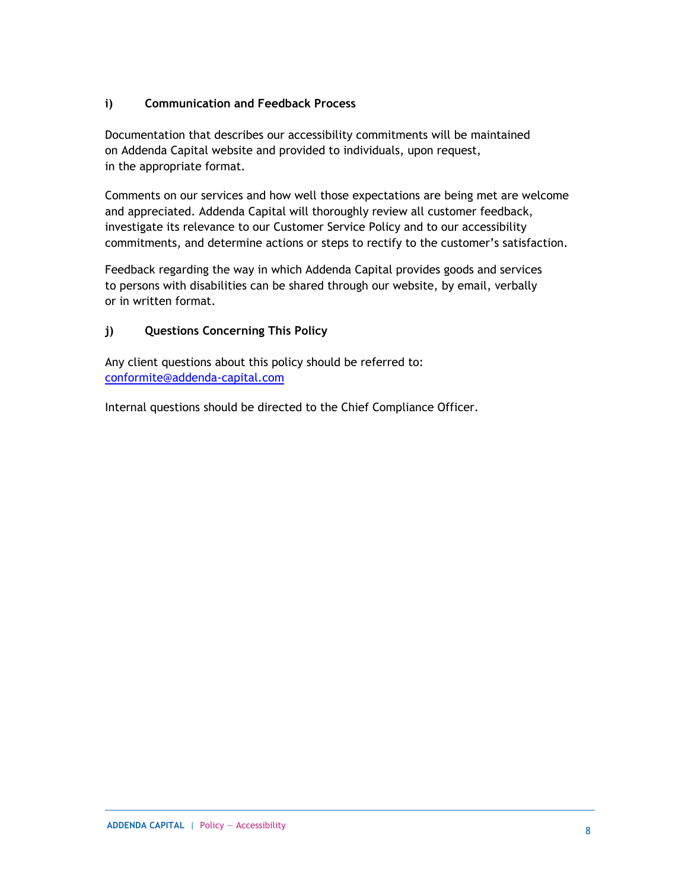### i) Communication and Feedback Process

Documentation that describes our accessibility commitments will be maintained on Addenda Capital website and provided to individuals, upon request, in the appropriate format.

Comments on our services and how well those expectations are being met are welcome and appreciated. Addenda Capital will thoroughly review all customer feedback, investigate its relevance to our Customer Service Policy and to our accessibility commitments, and determine actions or steps to rectify to the customer's satisfaction.

Feedback regarding the way in which Addenda Capital provides goods and services to persons with disabilities can be shared through our website, by email, verbally or in written format.

### j) Questions Concerning This Policy

Any client questions about this policy should be referred to: conformite@addenda-capital.com

Internal questions should be directed to the Chief Compliance Officer.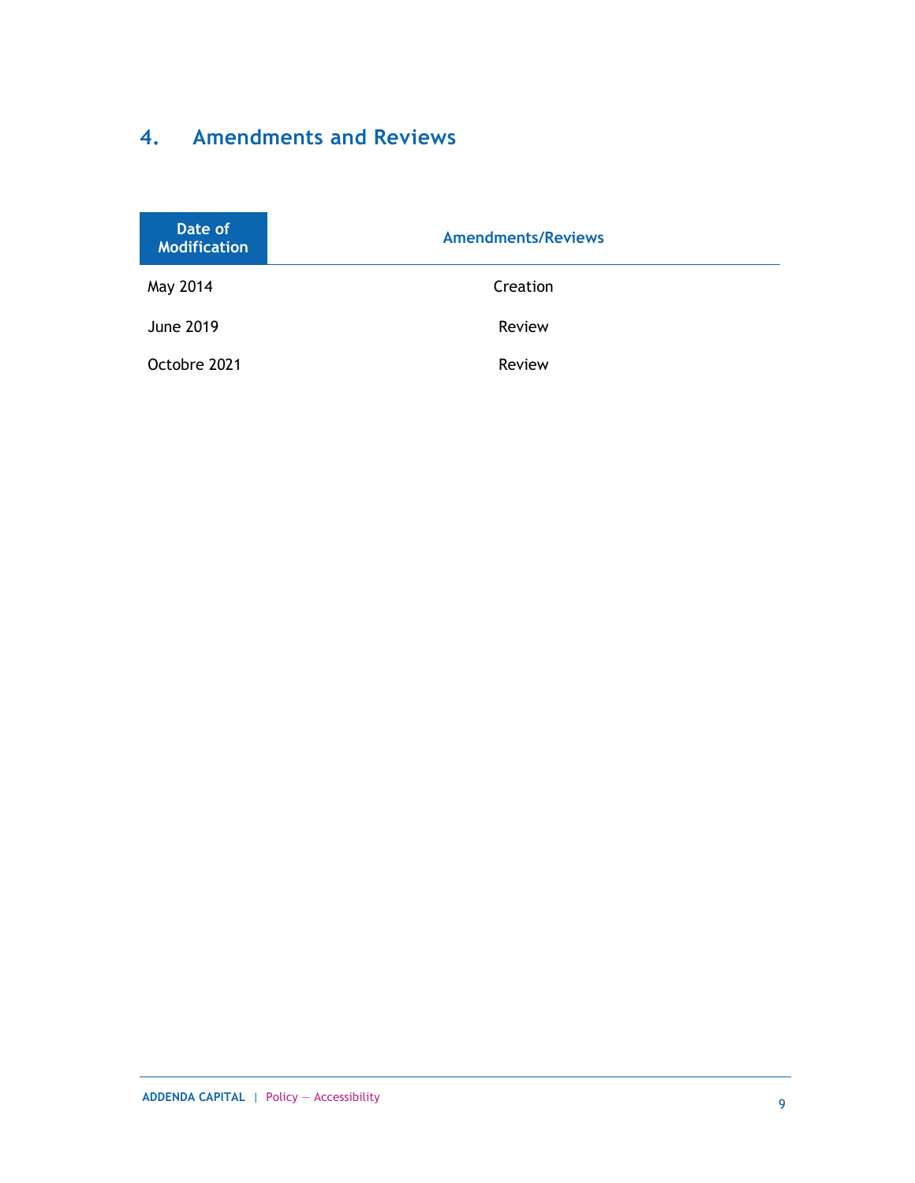## 4. Amendments and Reviews

| Date of Modification | Amendments/Reviews |
| --- | --- |
| May 2014 | Creation |
| June 2019 | Review |
| Octobre 2021 | Review |